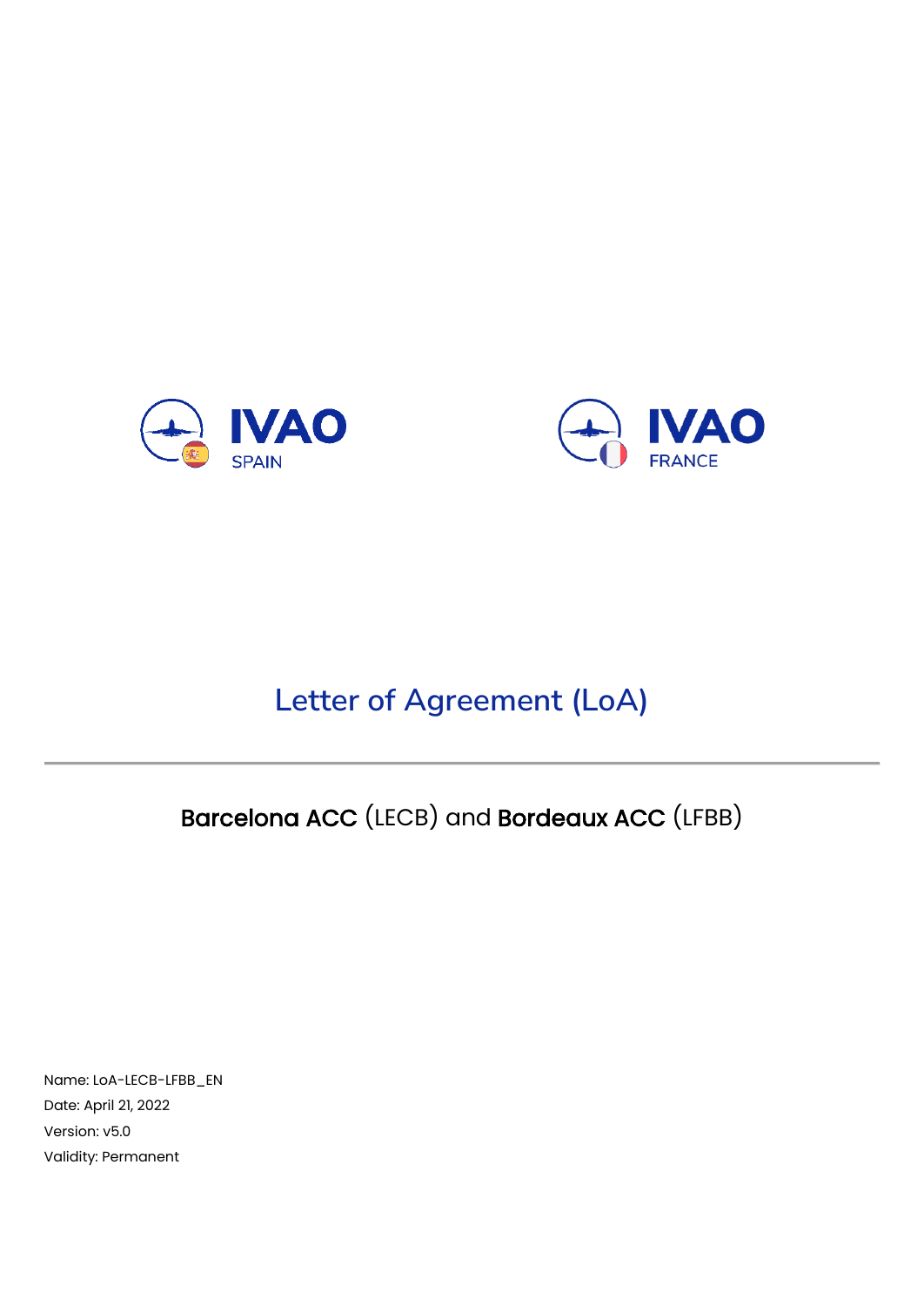IVAO SPAIN

IVAO FRANCE

# Letter of Agreement (LoA)

---

## **Barcelona ACC** (LECB) and **Bordeaux ACC** (LFBB)

Name: LoA-LECB-LFBB_EN

Date: April 21, 2022

Version: v5.0

Validity: Permanent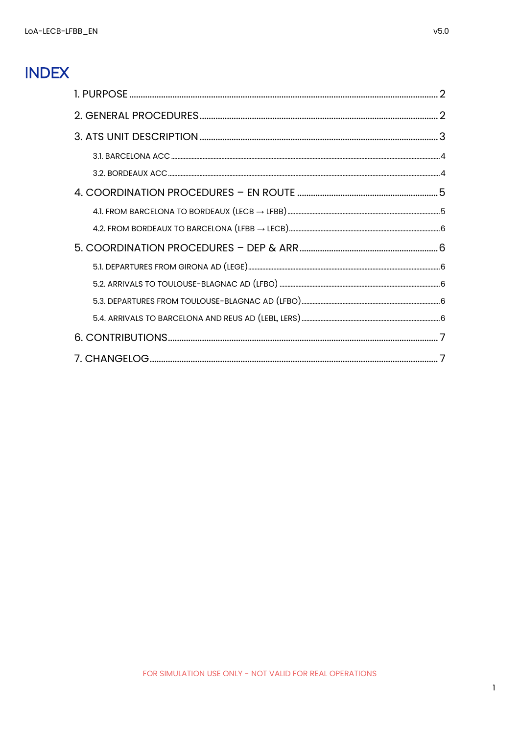# INDEX

1. PURPOSE ........ 2
2. GENERAL PROCEDURES ........ 2
3. ATS UNIT DESCRIPTION ........ 3
   - 3.1. BARCELONA ACC ........ 4
   - 3.2. BORDEAUX ACC ........ 4
4. COORDINATION PROCEDURES – EN ROUTE ........ 5
   - 4.1. FROM BARCELONA TO BORDEAUX (LECB → LFBB) ........ 5
   - 4.2. FROM BORDEAUX TO BARCELONA (LFBB → LECB) ........ 6
5. COORDINATION PROCEDURES – DEP & ARR ........ 6
   - 5.1. DEPARTURES FROM GIRONA AD (LEGE) ........ 6
   - 5.2. ARRIVALS TO TOULOUSE-BLAGNAC AD (LFBO) ........ 6
   - 5.3. DEPARTURES FROM TOULOUSE-BLAGNAC AD (LFBO) ........ 6
   - 5.4. ARRIVALS TO BARCELONA AND REUS AD (LEBL, LERS) ........ 6
6. CONTRIBUTIONS ........ 7
7. CHANGELOG ........ 7

FOR SIMULATION USE ONLY - NOT VALID FOR REAL OPERATIONS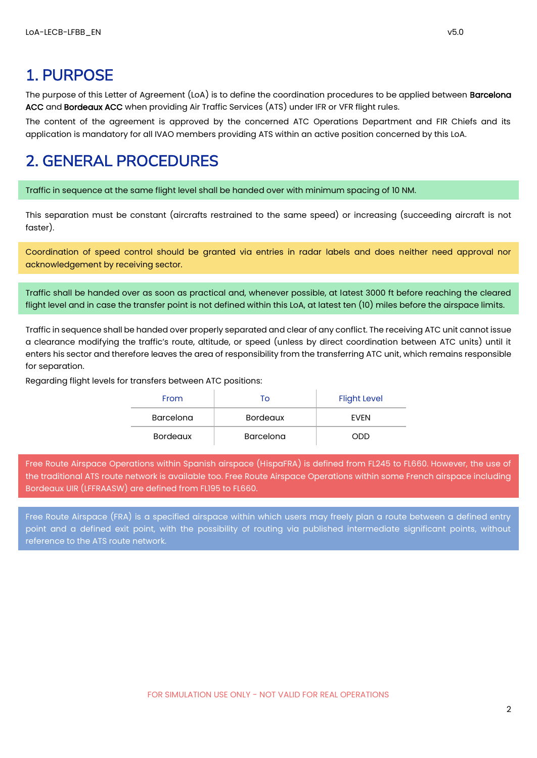# 1. PURPOSE

The purpose of this Letter of Agreement (LoA) is to define the coordination procedures to be applied between **Barcelona ACC** and **Bordeaux ACC** when providing Air Traffic Services (ATS) under IFR or VFR flight rules.

The content of the agreement is approved by the concerned ATC Operations Department and FIR Chiefs and its application is mandatory for all IVAO members providing ATS within an active position concerned by this LoA.

# 2. GENERAL PROCEDURES

Traffic in sequence at the same flight level shall be handed over with minimum spacing of 10 NM.

This separation must be constant (aircrafts restrained to the same speed) or increasing (succeeding aircraft is not faster).

Coordination of speed control should be granted via entries in radar labels and does neither need approval nor acknowledgement by receiving sector.

Traffic shall be handed over as soon as practical and, whenever possible, at latest 3000 ft before reaching the cleared flight level and in case the transfer point is not defined within this LoA, at latest ten (10) miles before the airspace limits.

Traffic in sequence shall be handed over properly separated and clear of any conflict. The receiving ATC unit cannot issue a clearance modifying the traffic's route, altitude, or speed (unless by direct coordination between ATC units) until it enters his sector and therefore leaves the area of responsibility from the transferring ATC unit, which remains responsible for separation.

Regarding flight levels for transfers between ATC positions:

| From | To | Flight Level |
|---|---|---|
| Barcelona | Bordeaux | EVEN |
| Bordeaux | Barcelona | ODD |

Free Route Airspace Operations within Spanish airspace (HispaFRA) is defined from FL245 to FL660. However, the use of the traditional ATS route network is available too. Free Route Airspace Operations within some French airspace including Bordeaux UIR (LFFRAASW) are defined from FL195 to FL660.

Free Route Airspace (FRA) is a specified airspace within which users may freely plan a route between a defined entry point and a defined exit point, with the possibility of routing via published intermediate significant points, without reference to the ATS route network.

FOR SIMULATION USE ONLY - NOT VALID FOR REAL OPERATIONS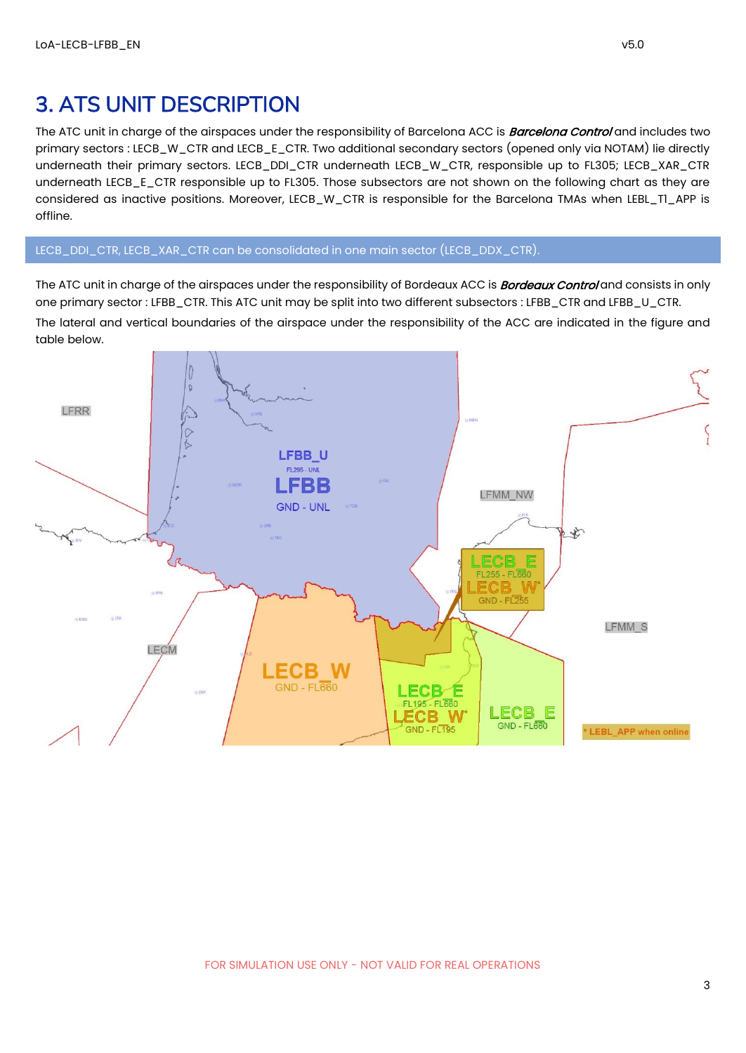# 3. ATS UNIT DESCRIPTION

The ATC unit in charge of the airspaces under the responsibility of Barcelona ACC is ***Barcelona Control*** and includes two primary sectors : LECB_W_CTR and LECB_E_CTR. Two additional secondary sectors (opened only via NOTAM) lie directly underneath their primary sectors. LECB_DDI_CTR underneath LECB_W_CTR, responsible up to FL305; LECB_XAR_CTR underneath LECB_E_CTR responsible up to FL305. Those subsectors are not shown on the following chart as they are considered as inactive positions. Moreover, LECB_W_CTR is responsible for the Barcelona TMAs when LEBL_T1_APP is offline.

> LECB_DDI_CTR, LECB_XAR_CTR can be consolidated in one main sector (LECB_DDX_CTR).

The ATC unit in charge of the airspaces under the responsibility of Bordeaux ACC is ***Bordeaux Control*** and consists in only one primary sector : LFBB_CTR. This ATC unit may be split into two different subsectors : LFBB_CTR and LFBB_U_CTR.

The lateral and vertical boundaries of the airspace under the responsibility of the ACC are indicated in the figure and table below.

LFRR

LFBB_U FL295 - UNL

LFBB GND - UNL

LFMM_NW

LECB_E FL255 - FL660

LECB_W* GND - FL255

LFMM_S

LECM

LECB_W GND - FL660

LECB_E FL195 - FL660

LECB_W* GND - FL195

LECB_E GND - FL660

\* LEBL_APP when online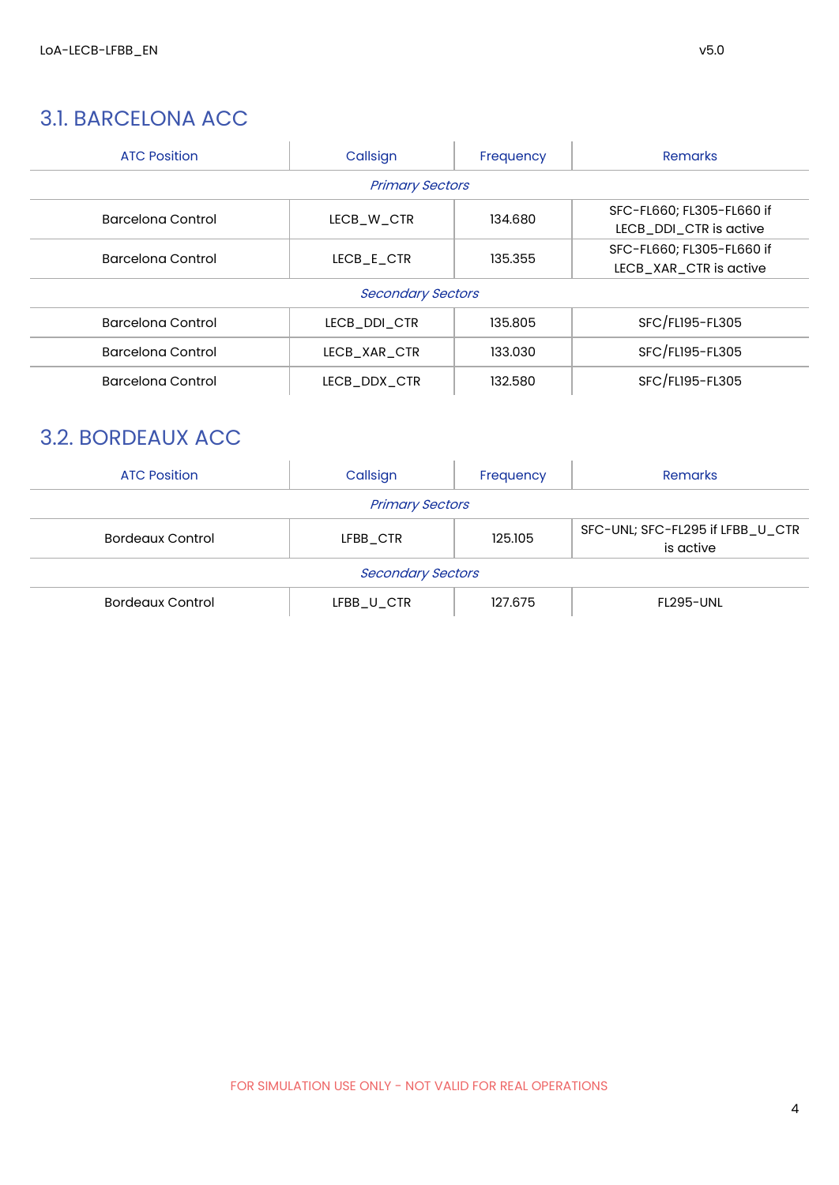## 3.1. BARCELONA ACC

| ATC Position | Callsign | Frequency | Remarks |
|---|---|---|---|
| *Primary Sectors* | | | |
| Barcelona Control | LECB_W_CTR | 134.680 | SFC-FL660; FL305-FL660 if LECB_DDI_CTR is active |
| Barcelona Control | LECB_E_CTR | 135.355 | SFC-FL660; FL305-FL660 if LECB_XAR_CTR is active |
| *Secondary Sectors* | | | |
| Barcelona Control | LECB_DDI_CTR | 135.805 | SFC/FL195-FL305 |
| Barcelona Control | LECB_XAR_CTR | 133.030 | SFC/FL195-FL305 |
| Barcelona Control | LECB_DDX_CTR | 132.580 | SFC/FL195-FL305 |

## 3.2. BORDEAUX ACC

| ATC Position | Callsign | Frequency | Remarks |
|---|---|---|---|
| *Primary Sectors* | | | |
| Bordeaux Control | LFBB_CTR | 125.105 | SFC-UNL; SFC-FL295 if LFBB_U_CTR is active |
| *Secondary Sectors* | | | |
| Bordeaux Control | LFBB_U_CTR | 127.675 | FL295-UNL |

FOR SIMULATION USE ONLY - NOT VALID FOR REAL OPERATIONS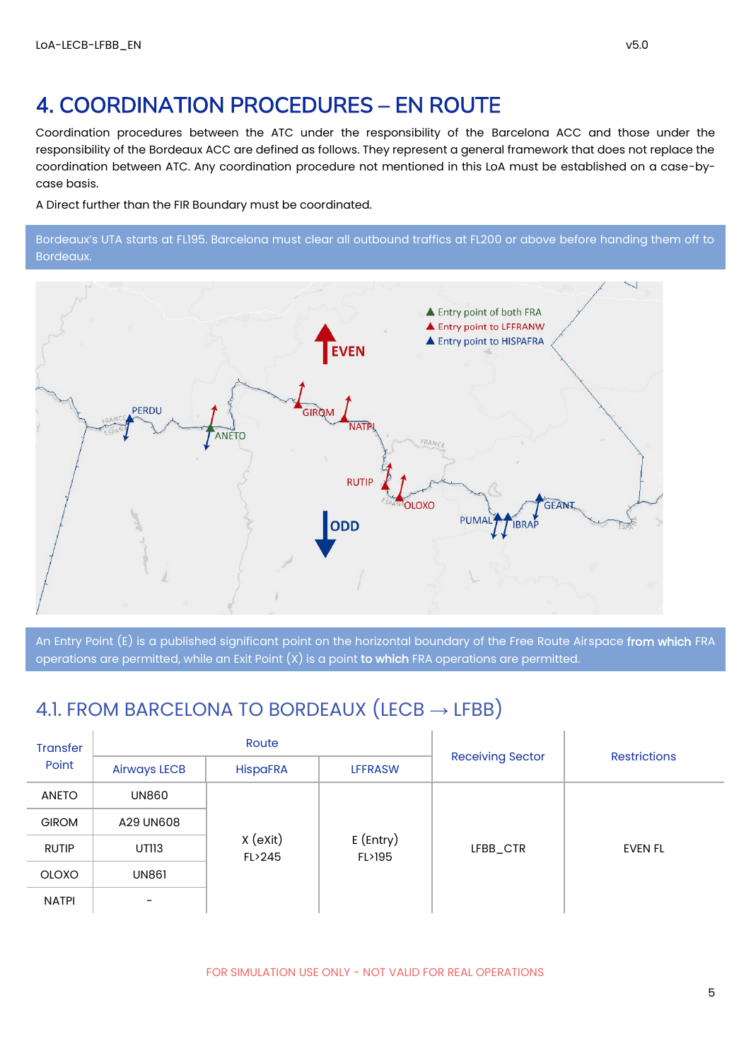# 4. COORDINATION PROCEDURES – EN ROUTE

Coordination procedures between the ATC under the responsibility of the Barcelona ACC and those under the responsibility of the Bordeaux ACC are defined as follows. They represent a general framework that does not replace the coordination between ATC. Any coordination procedure not mentioned in this LoA must be established on a case-by-case basis.

A Direct further than the FIR Boundary must be coordinated.

Bordeaux's UTA starts at FL195. Barcelona must clear all outbound traffics at FL200 or above before handing them off to Bordeaux.

An Entry Point (E) is a published significant point on the horizontal boundary of the Free Route Airspace **from which** FRA operations are permitted, while an Exit Point (X) is a point **to which** FRA operations are permitted.

## 4.1. FROM BARCELONA TO BORDEAUX (LECB → LFBB)

| Transfer Point | Route | | | Receiving Sector | Restrictions |
|---|---|---|---|---|---|
| | Airways LECB | HispaFRA | LFFRASW | | |
| ANETO | UN860 | X (eXit) FL>245 | E (Entry) FL>195 | LFBB_CTR | EVEN FL |
| GIROM | A29 UN608 | | | | |
| RUTIP | UT113 | | | | |
| OLOXO | UN861 | | | | |
| NATPI | - | | | | |

FOR SIMULATION USE ONLY - NOT VALID FOR REAL OPERATIONS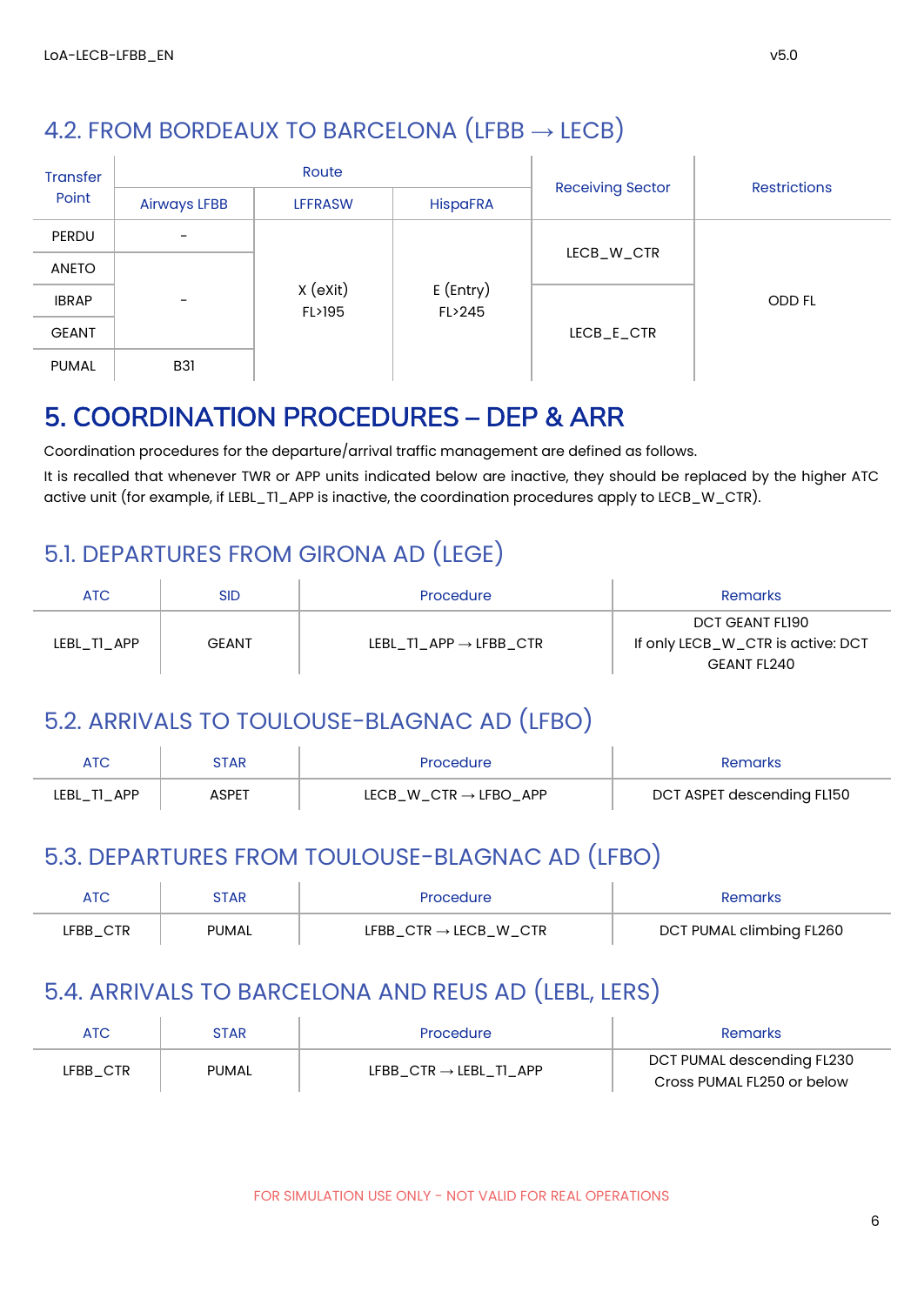## 4.2. FROM BORDEAUX TO BARCELONA (LFBB → LECB)

| Transfer Point | Route | | | Receiving Sector | Restrictions |
|---|---|---|---|---|---|
| | Airways LFBB | LFFRASW | HispaFRA | | |
| PERDU | - | X (eXit) FL>195 | E (Entry) FL>245 | LECB_W_CTR | ODD FL |
| ANETO | - | | | | |
| IBRAP | | | | LECB_E_CTR | |
| GEANT | | | | | |
| PUMAL | B31 | | | | |

# 5. COORDINATION PROCEDURES – DEP & ARR

Coordination procedures for the departure/arrival traffic management are defined as follows.

It is recalled that whenever TWR or APP units indicated below are inactive, they should be replaced by the higher ATC active unit (for example, if LEBL_T1_APP is inactive, the coordination procedures apply to LECB_W_CTR).

## 5.1. DEPARTURES FROM GIRONA AD (LEGE)

| ATC | SID | Procedure | Remarks |
|---|---|---|---|
| LEBL_T1_APP | GEANT | LEBL_T1_APP → LFBB_CTR | DCT GEANT FL190<br>If only LECB_W_CTR is active: DCT GEANT FL240 |

## 5.2. ARRIVALS TO TOULOUSE-BLAGNAC AD (LFBO)

| ATC | STAR | Procedure | Remarks |
|---|---|---|---|
| LEBL_T1_APP | ASPET | LECB_W_CTR → LFBO_APP | DCT ASPET descending FL150 |

## 5.3. DEPARTURES FROM TOULOUSE-BLAGNAC AD (LFBO)

| ATC | STAR | Procedure | Remarks |
|---|---|---|---|
| LFBB_CTR | PUMAL | LFBB_CTR → LECB_W_CTR | DCT PUMAL climbing FL260 |

## 5.4. ARRIVALS TO BARCELONA AND REUS AD (LEBL, LERS)

| ATC | STAR | Procedure | Remarks |
|---|---|---|---|
| LFBB_CTR | PUMAL | LFBB_CTR → LEBL_T1_APP | DCT PUMAL descending FL230<br>Cross PUMAL FL250 or below |

FOR SIMULATION USE ONLY - NOT VALID FOR REAL OPERATIONS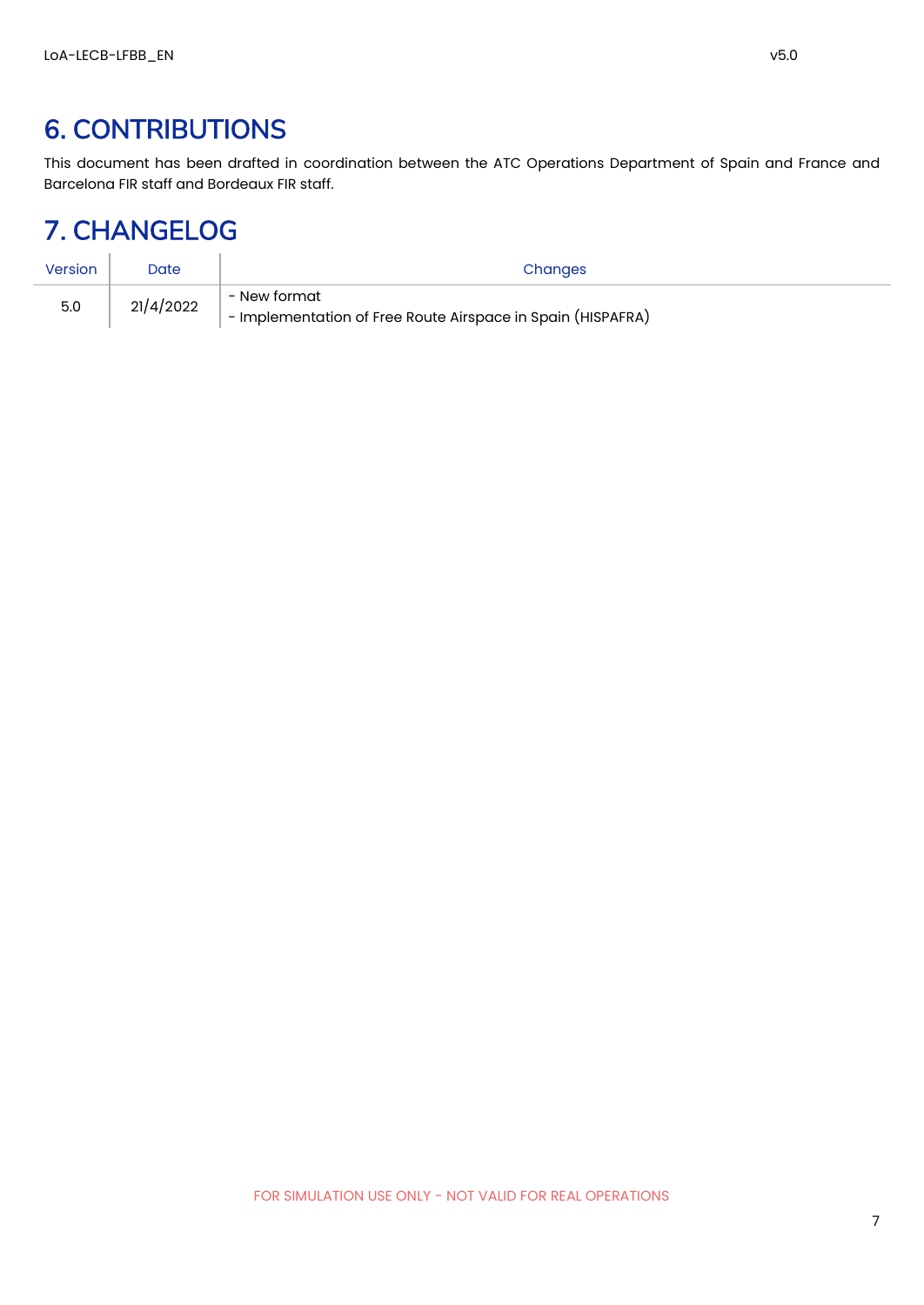# 6. CONTRIBUTIONS

This document has been drafted in coordination between the ATC Operations Department of Spain and France and Barcelona FIR staff and Bordeaux FIR staff.

# 7. CHANGELOG

| Version | Date | Changes |
|---|---|---|
| 5.0 | 21/4/2022 | - New format<br>- Implementation of Free Route Airspace in Spain (HISPAFRA) |

FOR SIMULATION USE ONLY - NOT VALID FOR REAL OPERATIONS